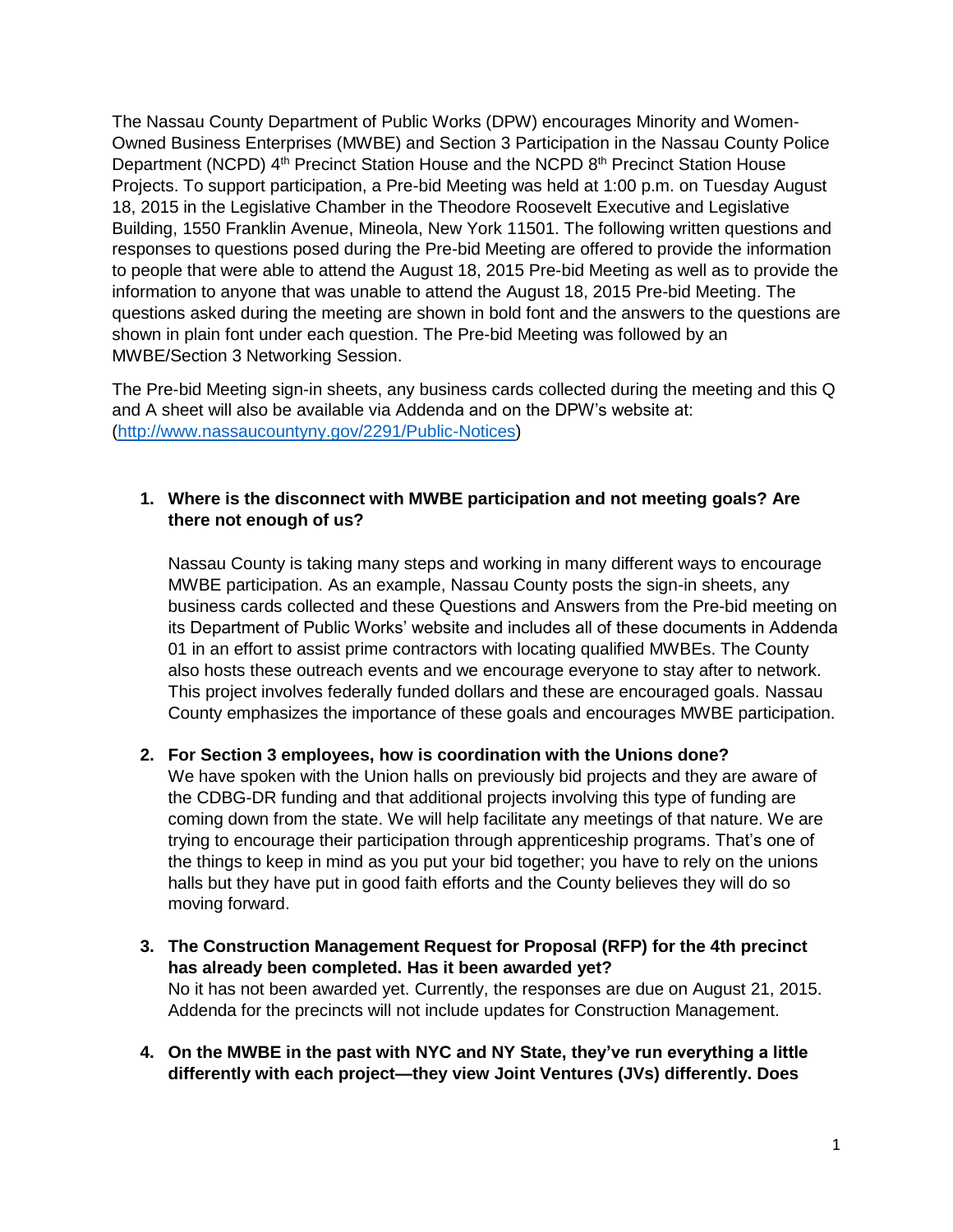The Nassau County Department of Public Works (DPW) encourages Minority and Women-Owned Business Enterprises (MWBE) and Section 3 Participation in the Nassau County Police Department (NCPD) 4th Precinct Station House and the NCPD 8th Precinct Station House Projects. To support participation, a Pre-bid Meeting was held at 1:00 p.m. on Tuesday August 18, 2015 in the Legislative Chamber in the Theodore Roosevelt Executive and Legislative Building, 1550 Franklin Avenue, Mineola, New York 11501. The following written questions and responses to questions posed during the Pre-bid Meeting are offered to provide the information to people that were able to attend the August 18, 2015 Pre-bid Meeting as well as to provide the information to anyone that was unable to attend the August 18, 2015 Pre-bid Meeting. The questions asked during the meeting are shown in bold font and the answers to the questions are shown in plain font under each question. The Pre-bid Meeting was followed by an MWBE/Section 3 Networking Session.

The Pre-bid Meeting sign-in sheets, any business cards collected during the meeting and this Q and A sheet will also be available via Addenda and on the DPW's website at: (http://www.nassaucountyny.gov/2291/Public-Notices)

1. **Where is the disconnect with MWBE participation and not meeting goals? Are there not enough of us?**

   Nassau County is taking many steps and working in many different ways to encourage MWBE participation. As an example, Nassau County posts the sign-in sheets, any business cards collected and these Questions and Answers from the Pre-bid meeting on its Department of Public Works' website and includes all of these documents in Addenda 01 in an effort to assist prime contractors with locating qualified MWBEs. The County also hosts these outreach events and we encourage everyone to stay after to network. This project involves federally funded dollars and these are encouraged goals. Nassau County emphasizes the importance of these goals and encourages MWBE participation.

2. **For Section 3 employees, how is coordination with the Unions done?**
   We have spoken with the Union halls on previously bid projects and they are aware of the CDBG-DR funding and that additional projects involving this type of funding are coming down from the state. We will help facilitate any meetings of that nature. We are trying to encourage their participation through apprenticeship programs. That's one of the things to keep in mind as you put your bid together; you have to rely on the unions halls but they have put in good faith efforts and the County believes they will do so moving forward.

3. **The Construction Management Request for Proposal (RFP) for the 4th precinct has already been completed. Has it been awarded yet?**
   No it has not been awarded yet. Currently, the responses are due on August 21, 2015. Addenda for the precincts will not include updates for Construction Management.

4. **On the MWBE in the past with NYC and NY State, they've run everything a little differently with each project—they view Joint Ventures (JVs) differently. Does**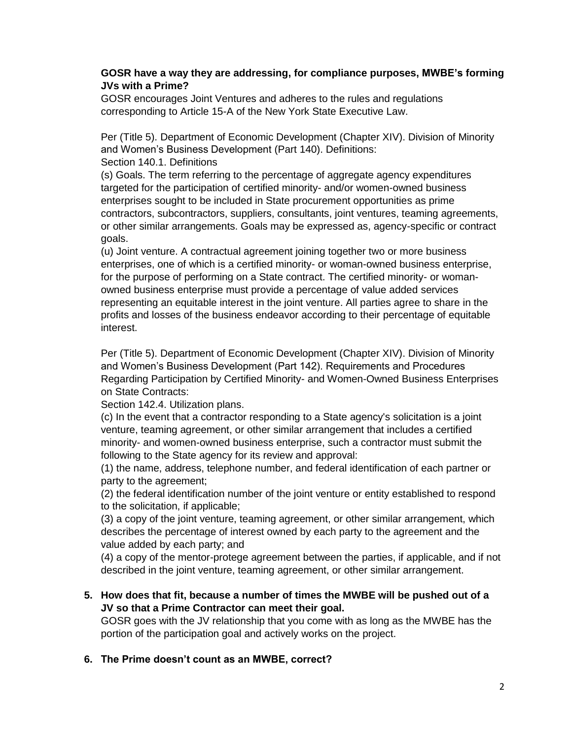**GOSR have a way they are addressing, for compliance purposes, MWBE's forming JVs with a Prime?**

GOSR encourages Joint Ventures and adheres to the rules and regulations corresponding to Article 15-A of the New York State Executive Law.

Per (Title 5). Department of Economic Development (Chapter XIV). Division of Minority and Women's Business Development (Part 140). Definitions:
Section 140.1. Definitions

(s) Goals. The term referring to the percentage of aggregate agency expenditures targeted for the participation of certified minority- and/or women-owned business enterprises sought to be included in State procurement opportunities as prime contractors, subcontractors, suppliers, consultants, joint ventures, teaming agreements, or other similar arrangements. Goals may be expressed as, agency-specific or contract goals.

(u) Joint venture. A contractual agreement joining together two or more business enterprises, one of which is a certified minority- or woman-owned business enterprise, for the purpose of performing on a State contract. The certified minority- or woman-owned business enterprise must provide a percentage of value added services representing an equitable interest in the joint venture. All parties agree to share in the profits and losses of the business endeavor according to their percentage of equitable interest.

Per (Title 5). Department of Economic Development (Chapter XIV). Division of Minority and Women's Business Development (Part 142). Requirements and Procedures Regarding Participation by Certified Minority- and Women-Owned Business Enterprises on State Contracts:
Section 142.4. Utilization plans.

(c) In the event that a contractor responding to a State agency's solicitation is a joint venture, teaming agreement, or other similar arrangement that includes a certified minority- and women-owned business enterprise, such a contractor must submit the following to the State agency for its review and approval:

(1) the name, address, telephone number, and federal identification of each partner or party to the agreement;

(2) the federal identification number of the joint venture or entity established to respond to the solicitation, if applicable;

(3) a copy of the joint venture, teaming agreement, or other similar arrangement, which describes the percentage of interest owned by each party to the agreement and the value added by each party; and

(4) a copy of the mentor-protege agreement between the parties, if applicable, and if not described in the joint venture, teaming agreement, or other similar arrangement.

5. **How does that fit, because a number of times the MWBE will be pushed out of a JV so that a Prime Contractor can meet their goal.**

   GOSR goes with the JV relationship that you come with as long as the MWBE has the portion of the participation goal and actively works on the project.

6. **The Prime doesn't count as an MWBE, correct?**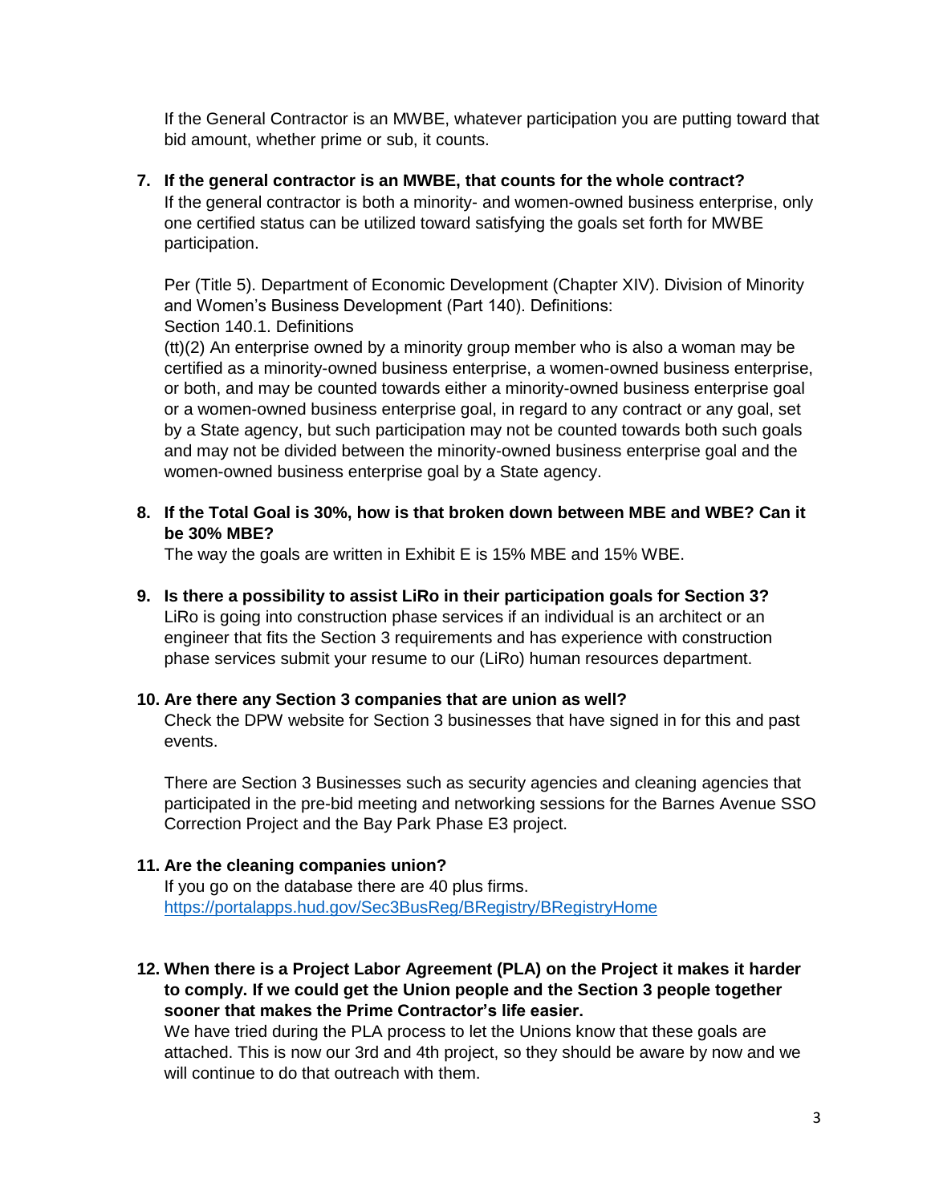If the General Contractor is an MWBE, whatever participation you are putting toward that bid amount, whether prime or sub, it counts.

7. **If the general contractor is an MWBE, that counts for the whole contract?**
   If the general contractor is both a minority- and women-owned business enterprise, only one certified status can be utilized toward satisfying the goals set forth for MWBE participation.

   Per (Title 5). Department of Economic Development (Chapter XIV). Division of Minority and Women's Business Development (Part 140). Definitions:
   Section 140.1. Definitions
   (tt)(2) An enterprise owned by a minority group member who is also a woman may be certified as a minority-owned business enterprise, a women-owned business enterprise, or both, and may be counted towards either a minority-owned business enterprise goal or a women-owned business enterprise goal, in regard to any contract or any goal, set by a State agency, but such participation may not be counted towards both such goals and may not be divided between the minority-owned business enterprise goal and the women-owned business enterprise goal by a State agency.

8. **If the Total Goal is 30%, how is that broken down between MBE and WBE? Can it be 30% MBE?**
   The way the goals are written in Exhibit E is 15% MBE and 15% WBE.

9. **Is there a possibility to assist LiRo in their participation goals for Section 3?**
   LiRo is going into construction phase services if an individual is an architect or an engineer that fits the Section 3 requirements and has experience with construction phase services submit your resume to our (LiRo) human resources department.

10. **Are there any Section 3 companies that are union as well?**
    Check the DPW website for Section 3 businesses that have signed in for this and past events.

    There are Section 3 Businesses such as security agencies and cleaning agencies that participated in the pre-bid meeting and networking sessions for the Barnes Avenue SSO Correction Project and the Bay Park Phase E3 project.

11. **Are the cleaning companies union?**
    If you go on the database there are 40 plus firms.
    https://portalapps.hud.gov/Sec3BusReg/BRegistry/BRegistryHome

12. **When there is a Project Labor Agreement (PLA) on the Project it makes it harder to comply. If we could get the Union people and the Section 3 people together sooner that makes the Prime Contractor's life easier.**
    We have tried during the PLA process to let the Unions know that these goals are attached. This is now our 3rd and 4th project, so they should be aware by now and we will continue to do that outreach with them.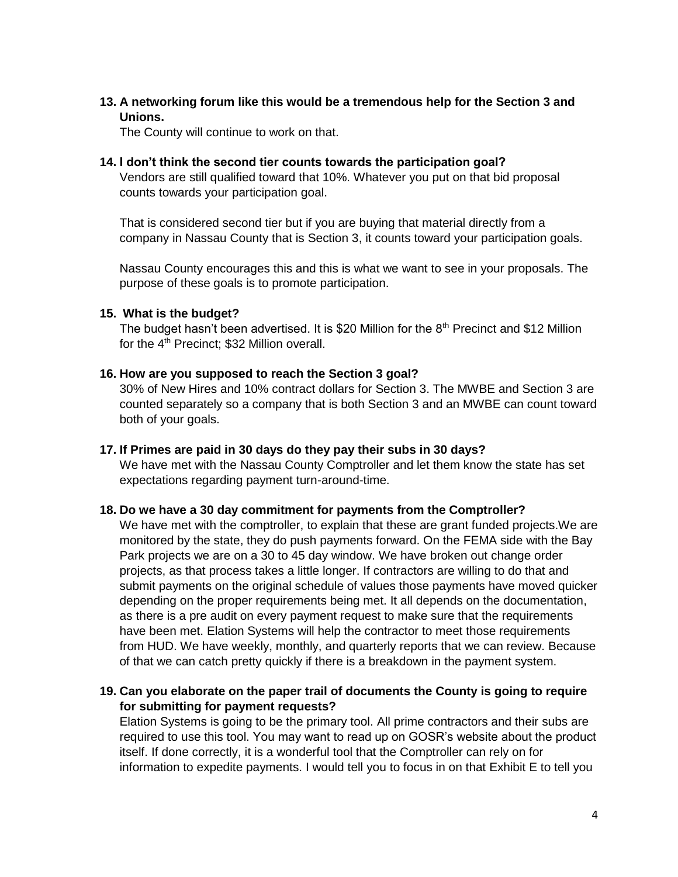**13. A networking forum like this would be a tremendous help for the Section 3 and Unions.**

The County will continue to work on that.

**14. I don't think the second tier counts towards the participation goal?**

Vendors are still qualified toward that 10%. Whatever you put on that bid proposal counts towards your participation goal.

That is considered second tier but if you are buying that material directly from a company in Nassau County that is Section 3, it counts toward your participation goals.

Nassau County encourages this and this is what we want to see in your proposals. The purpose of these goals is to promote participation.

**15. What is the budget?**

The budget hasn't been advertised. It is $20 Million for the 8th Precinct and $12 Million for the 4th Precinct; $32 Million overall.

**16. How are you supposed to reach the Section 3 goal?**

30% of New Hires and 10% contract dollars for Section 3. The MWBE and Section 3 are counted separately so a company that is both Section 3 and an MWBE can count toward both of your goals.

**17. If Primes are paid in 30 days do they pay their subs in 30 days?**

We have met with the Nassau County Comptroller and let them know the state has set expectations regarding payment turn-around-time.

**18. Do we have a 30 day commitment for payments from the Comptroller?**

We have met with the comptroller, to explain that these are grant funded projects.We are monitored by the state, they do push payments forward. On the FEMA side with the Bay Park projects we are on a 30 to 45 day window. We have broken out change order projects, as that process takes a little longer. If contractors are willing to do that and submit payments on the original schedule of values those payments have moved quicker depending on the proper requirements being met. It all depends on the documentation, as there is a pre audit on every payment request to make sure that the requirements have been met. Elation Systems will help the contractor to meet those requirements from HUD. We have weekly, monthly, and quarterly reports that we can review. Because of that we can catch pretty quickly if there is a breakdown in the payment system.

**19. Can you elaborate on the paper trail of documents the County is going to require for submitting for payment requests?**

Elation Systems is going to be the primary tool. All prime contractors and their subs are required to use this tool. You may want to read up on GOSR's website about the product itself. If done correctly, it is a wonderful tool that the Comptroller can rely on for information to expedite payments. I would tell you to focus in on that Exhibit E to tell you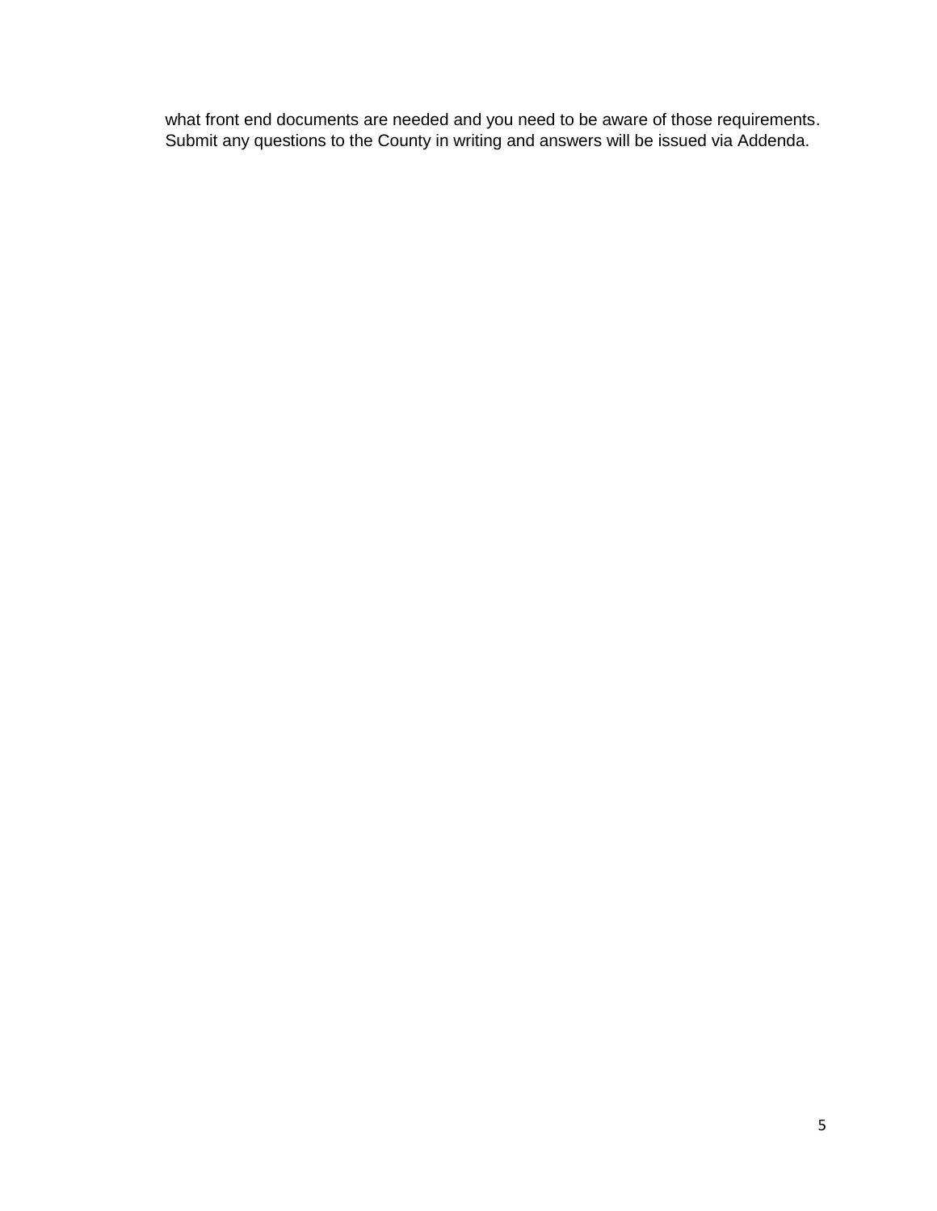what front end documents are needed and you need to be aware of those requirements. Submit any questions to the County in writing and answers will be issued via Addenda.